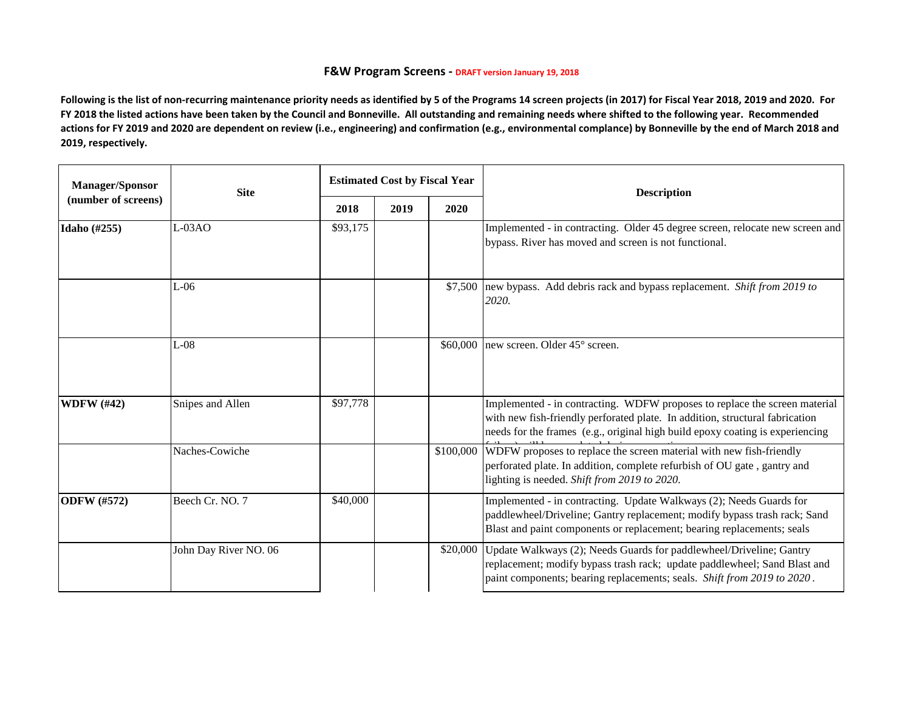## F&W Program Screens - DRAFT version January 19, 2018

**Following is the list of non-recurring maintenance priority needs as identified by 5 of the Programs 14 screen projects (in 2017) for Fiscal Year 2018, 2019 and 2020. For FY 2018 the listed actions have been taken by the Council and Bonneville. All outstanding and remaining needs where shifted to the following year. Recommended actions for FY 2019 and 2020 are dependent on review (i.e., engineering) and confirmation (e.g., environmental complance) by Bonneville by the end of March 2018 and 2019, respectively.**

| Manager/Sponsor (number of screens) | Site | Estimated Cost by Fiscal Year | | | Description |
|---|---|---|---|---|---|
| | | 2018 | 2019 | 2020 | |
| **Idaho (#255)** | L-03AO | $93,175 | | | Implemented - in contracting. Older 45 degree screen, relocate new screen and bypass. River has moved and screen is not functional. |
| | L-06 | | | $7,500 | new bypass. Add debris rack and bypass replacement. *Shift from 2019 to 2020.* |
| | L-08 | | | $60,000 | new screen. Older 45° screen. |
| **WDFW (#42)** | Snipes and Allen | $97,778 | | | Implemented - in contracting. WDFW proposes to replace the screen material with new fish-friendly perforated plate. In addition, structural fabrication needs for the frames (e.g., original high build epoxy coating is experiencing |
| | Naches-Cowiche | | | $100,000 | WDFW proposes to replace the screen material with new fish-friendly perforated plate. In addition, complete refurbish of OU gate , gantry and lighting is needed. *Shift from 2019 to 2020.* |
| **ODFW (#572)** | Beech Cr. NO. 7 | $40,000 | | | Implemented - in contracting. Update Walkways (2); Needs Guards for paddlewheel/Driveline; Gantry replacement; modify bypass trash rack; Sand Blast and paint components or replacement; bearing replacements; seals |
| | John Day River NO. 06 | | | $20,000 | Update Walkways (2); Needs Guards for paddlewheel/Driveline; Gantry replacement; modify bypass trash rack; update paddlewheel; Sand Blast and paint components; bearing replacements; seals. *Shift from 2019 to 2020 .* |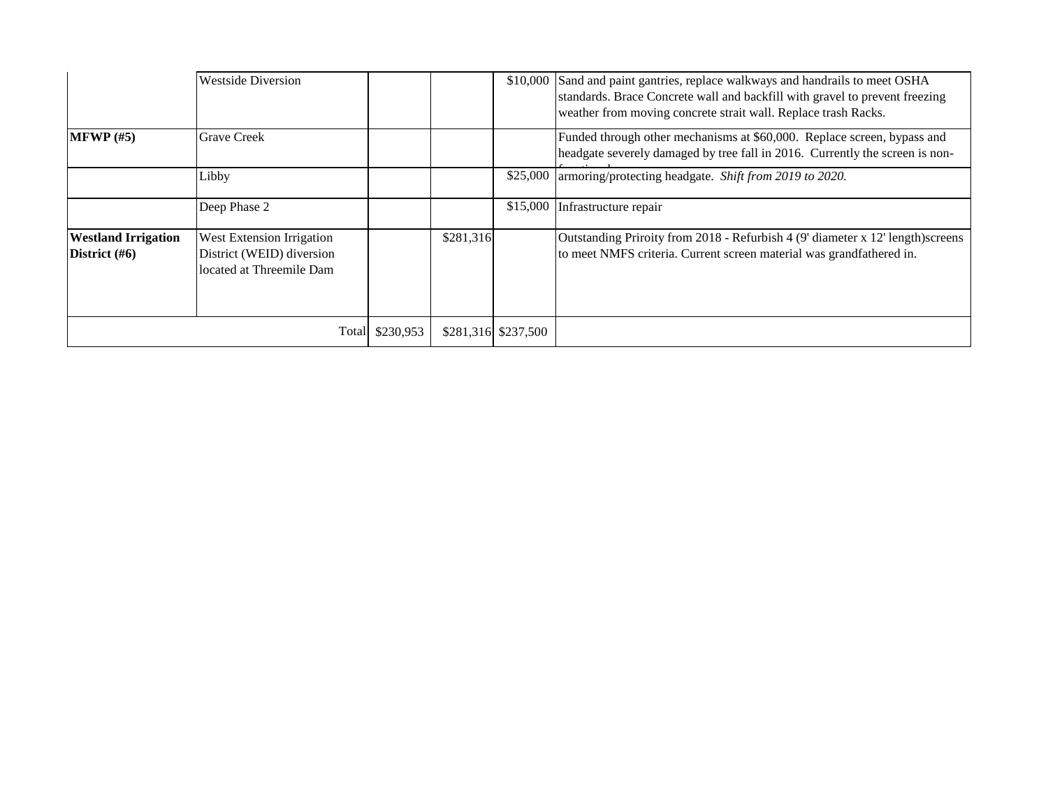| | | | | | |
|---|---|---|---|---|---|
| | Westside Diversion | | | $10,000 | Sand and paint gantries, replace walkways and handrails to meet OSHA standards. Brace Concrete wall and backfill with gravel to prevent freezing weather from moving concrete strait wall. Replace trash Racks. |
| **MFWP (#5)** | Grave Creek | | | | Funded through other mechanisms at $60,000. Replace screen, bypass and headgate severely damaged by tree fall in 2016. Currently the screen is non-functional |
| | Libby | | | $25,000 | armoring/protecting headgate. *Shift from 2019 to 2020.* |
| | Deep Phase 2 | | | $15,000 | Infrastructure repair |
| **Westland Irrigation District (#6)** | West Extension Irrigation District (WEID) diversion located at Threemile Dam | | $281,316 | | Outstanding Priroity from 2018 - Refurbish 4 (9' diameter x 12' length)screens to meet NMFS criteria. Current screen material was grandfathered in. |
| | Total | $230,953 | $281,316 | $237,500 | |